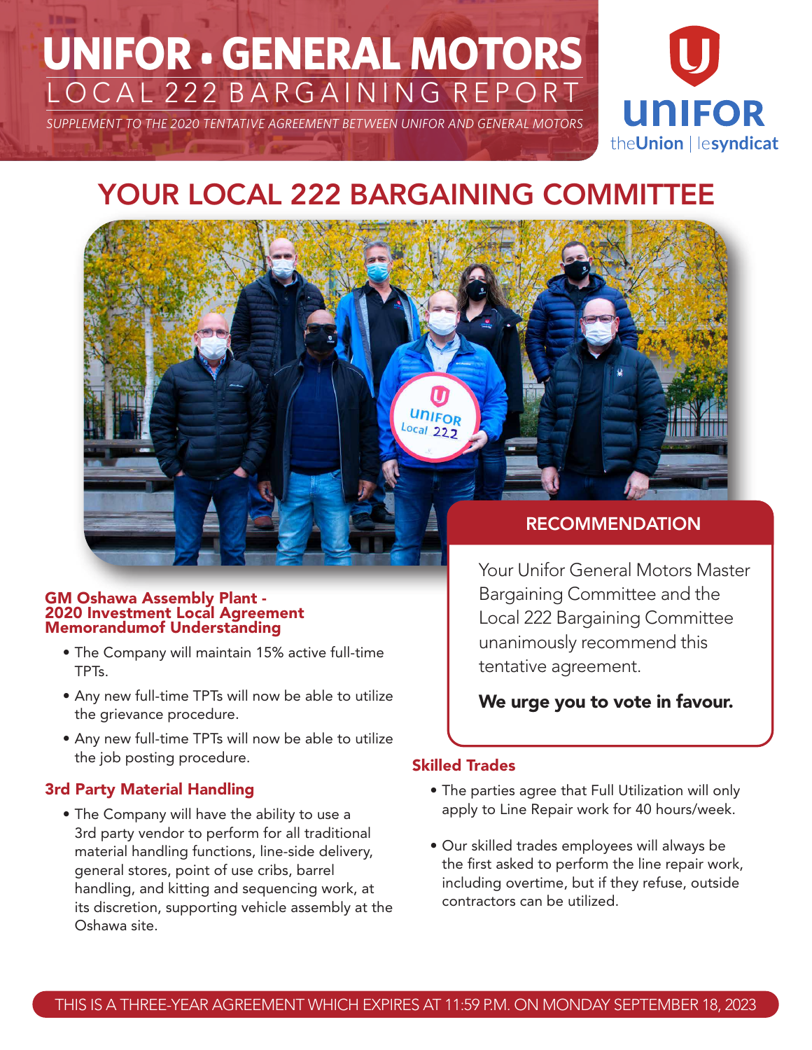# UNIFOR • GENERAL MOTORS

## LOCAL 222 BARGAINING REPORT

*SUPPLEMENT TO THE 2020 TENTATIVE AGREEMENT BETWEEN UNIFOR AND GENERAL MOTORS*

## YOUR LOCAL 222 BARGAINING COMMITTEE

### RECOMMENDATION

Your Unifor General Motors Master Bargaining Committee and the Local 222 Bargaining Committee unanimously recommend this tentative agreement.

**We urge you to vote in favour.**

### GM Oshawa Assembly Plant - 2020 Investment Local Agreement Memorandumof Understanding

- The Company will maintain 15% active full-time TPTs.
- Any new full-time TPTs will now be able to utilize the grievance procedure.
- Any new full-time TPTs will now be able to utilize the job posting procedure.

### 3rd Party Material Handling

- The Company will have the ability to use a 3rd party vendor to perform for all traditional material handling functions, line-side delivery, general stores, point of use cribs, barrel handling, and kitting and sequencing work, at its discretion, supporting vehicle assembly at the Oshawa site.

### Skilled Trades

- The parties agree that Full Utilization will only apply to Line Repair work for 40 hours/week.
- Our skilled trades employees will always be the first asked to perform the line repair work, including overtime, but if they refuse, outside contractors can be utilized.

THIS IS A THREE-YEAR AGREEMENT WHICH EXPIRES AT 11:59 P.M. ON MONDAY SEPTEMBER 18, 2023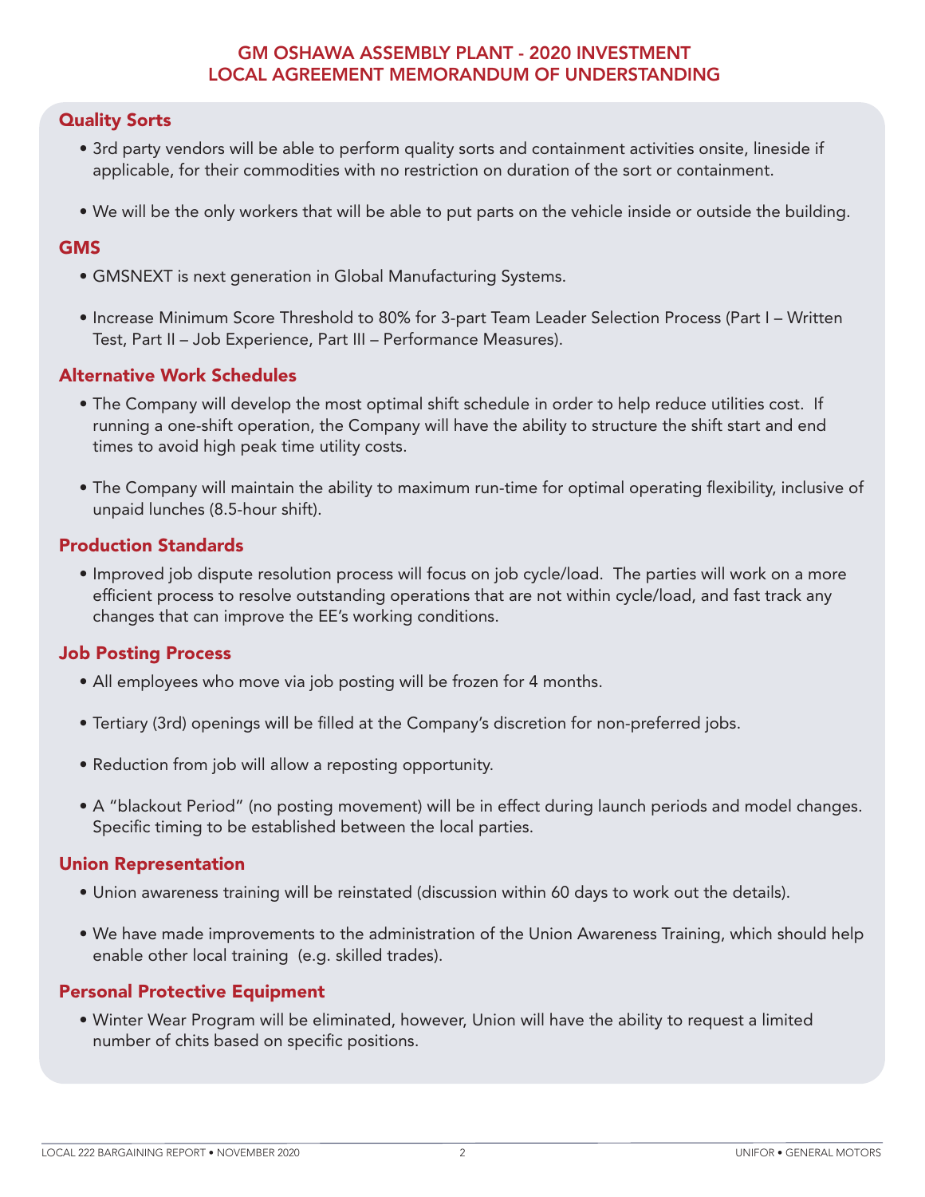# GM OSHAWA ASSEMBLY PLANT - 2020 INVESTMENT
# LOCAL AGREEMENT MEMORANDUM OF UNDERSTANDING

## Quality Sorts

- 3rd party vendors will be able to perform quality sorts and containment activities onsite, lineside if applicable, for their commodities with no restriction on duration of the sort or containment.
- We will be the only workers that will be able to put parts on the vehicle inside or outside the building.

## GMS

- GMSNEXT is next generation in Global Manufacturing Systems.
- Increase Minimum Score Threshold to 80% for 3-part Team Leader Selection Process (Part I – Written Test, Part II – Job Experience, Part III – Performance Measures).

## Alternative Work Schedules

- The Company will develop the most optimal shift schedule in order to help reduce utilities cost. If running a one-shift operation, the Company will have the ability to structure the shift start and end times to avoid high peak time utility costs.
- The Company will maintain the ability to maximum run-time for optimal operating flexibility, inclusive of unpaid lunches (8.5-hour shift).

## Production Standards

- Improved job dispute resolution process will focus on job cycle/load. The parties will work on a more efficient process to resolve outstanding operations that are not within cycle/load, and fast track any changes that can improve the EE's working conditions.

## Job Posting Process

- All employees who move via job posting will be frozen for 4 months.
- Tertiary (3rd) openings will be filled at the Company's discretion for non-preferred jobs.
- Reduction from job will allow a reposting opportunity.
- A "blackout Period" (no posting movement) will be in effect during launch periods and model changes. Specific timing to be established between the local parties.

## Union Representation

- Union awareness training will be reinstated (discussion within 60 days to work out the details).
- We have made improvements to the administration of the Union Awareness Training, which should help enable other local training (e.g. skilled trades).

## Personal Protective Equipment

- Winter Wear Program will be eliminated, however, Union will have the ability to request a limited number of chits based on specific positions.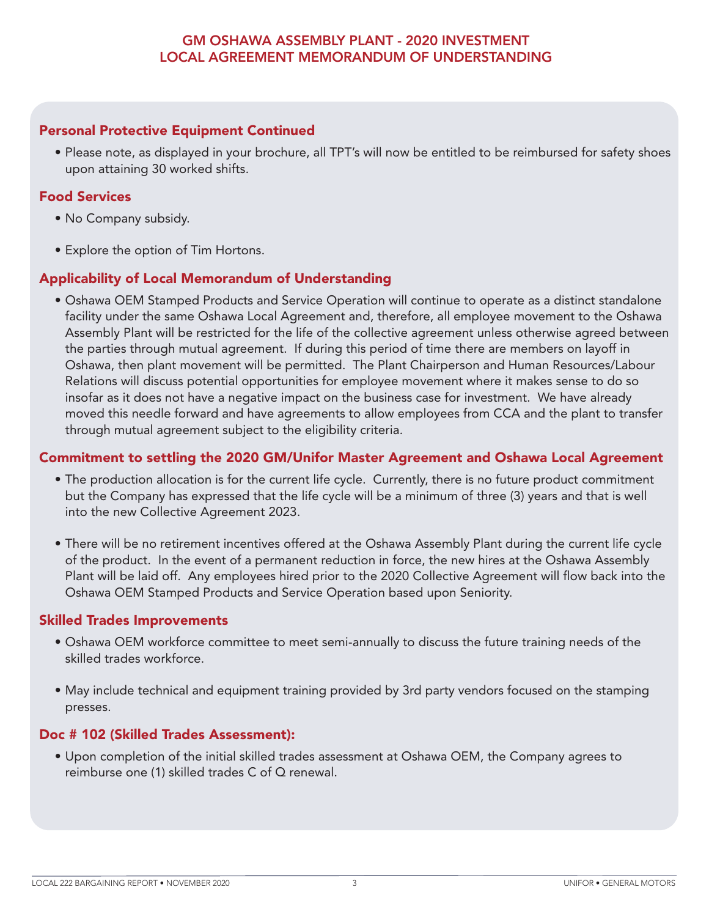# GM OSHAWA ASSEMBLY PLANT - 2020 INVESTMENT
# LOCAL AGREEMENT MEMORANDUM OF UNDERSTANDING

## Personal Protective Equipment Continued

- Please note, as displayed in your brochure, all TPT's will now be entitled to be reimbursed for safety shoes upon attaining 30 worked shifts.

## Food Services

- No Company subsidy.
- Explore the option of Tim Hortons.

## Applicability of Local Memorandum of Understanding

- Oshawa OEM Stamped Products and Service Operation will continue to operate as a distinct standalone facility under the same Oshawa Local Agreement and, therefore, all employee movement to the Oshawa Assembly Plant will be restricted for the life of the collective agreement unless otherwise agreed between the parties through mutual agreement. If during this period of time there are members on layoff in Oshawa, then plant movement will be permitted. The Plant Chairperson and Human Resources/Labour Relations will discuss potential opportunities for employee movement where it makes sense to do so insofar as it does not have a negative impact on the business case for investment. We have already moved this needle forward and have agreements to allow employees from CCA and the plant to transfer through mutual agreement subject to the eligibility criteria.

## Commitment to settling the 2020 GM/Unifor Master Agreement and Oshawa Local Agreement

- The production allocation is for the current life cycle. Currently, there is no future product commitment but the Company has expressed that the life cycle will be a minimum of three (3) years and that is well into the new Collective Agreement 2023.
- There will be no retirement incentives offered at the Oshawa Assembly Plant during the current life cycle of the product. In the event of a permanent reduction in force, the new hires at the Oshawa Assembly Plant will be laid off. Any employees hired prior to the 2020 Collective Agreement will flow back into the Oshawa OEM Stamped Products and Service Operation based upon Seniority.

## Skilled Trades Improvements

- Oshawa OEM workforce committee to meet semi-annually to discuss the future training needs of the skilled trades workforce.
- May include technical and equipment training provided by 3rd party vendors focused on the stamping presses.

## Doc # 102 (Skilled Trades Assessment):

- Upon completion of the initial skilled trades assessment at Oshawa OEM, the Company agrees to reimburse one (1) skilled trades C of Q renewal.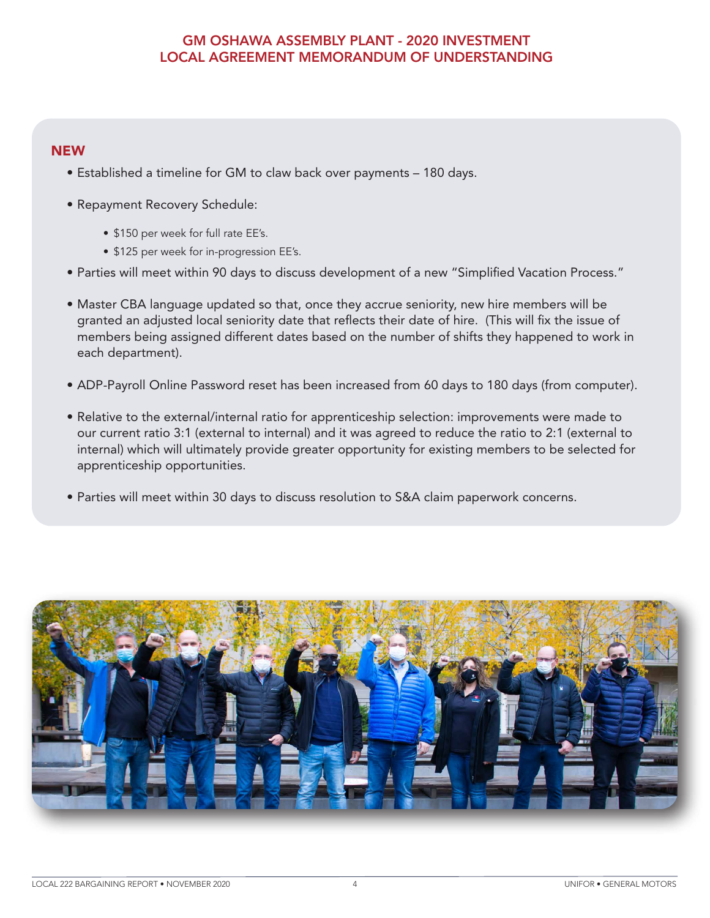# GM OSHAWA ASSEMBLY PLANT - 2020 INVESTMENT
# LOCAL AGREEMENT MEMORANDUM OF UNDERSTANDING

## NEW

- Established a timeline for GM to claw back over payments – 180 days.
- Repayment Recovery Schedule:
  - $150 per week for full rate EE's.
  - $125 per week for in-progression EE's.
- Parties will meet within 90 days to discuss development of a new "Simplified Vacation Process."
- Master CBA language updated so that, once they accrue seniority, new hire members will be granted an adjusted local seniority date that reflects their date of hire. (This will fix the issue of members being assigned different dates based on the number of shifts they happened to work in each department).
- ADP-Payroll Online Password reset has been increased from 60 days to 180 days (from computer).
- Relative to the external/internal ratio for apprenticeship selection: improvements were made to our current ratio 3:1 (external to internal) and it was agreed to reduce the ratio to 2:1 (external to internal) which will ultimately provide greater opportunity for existing members to be selected for apprenticeship opportunities.
- Parties will meet within 30 days to discuss resolution to S&A claim paperwork concerns.